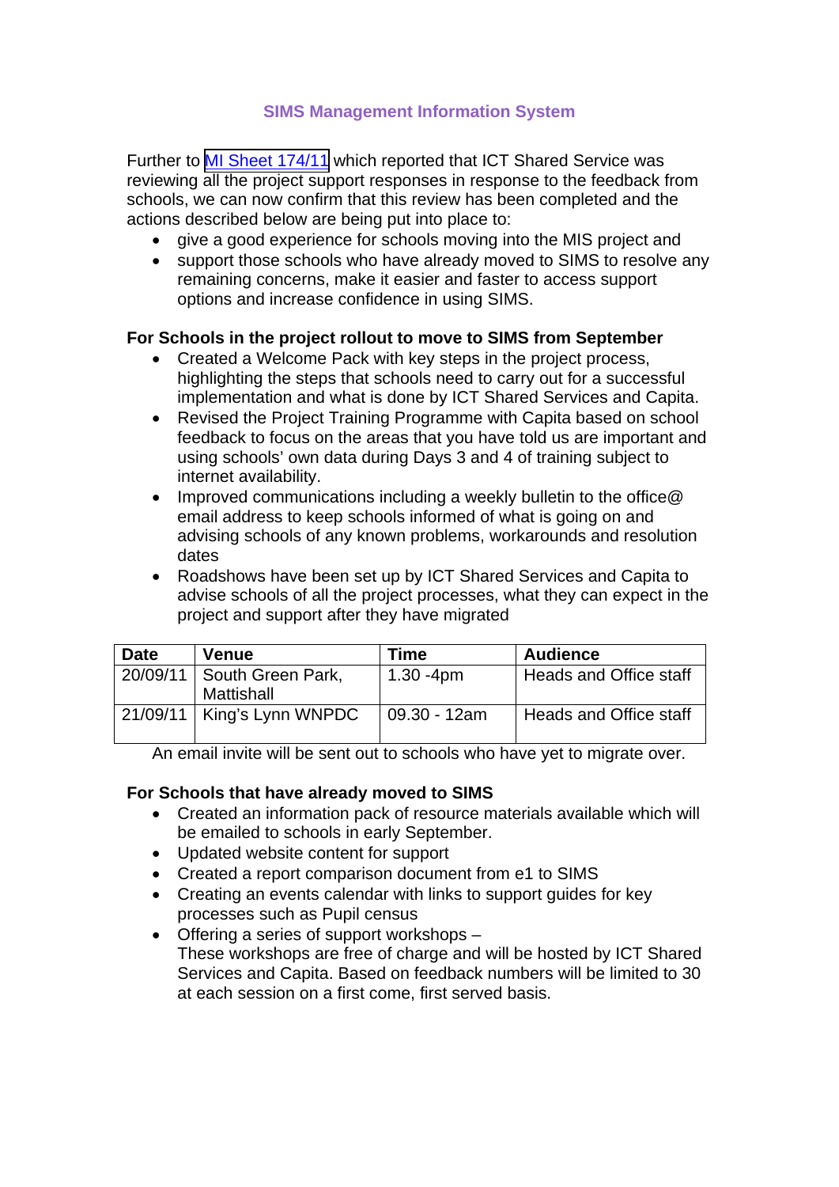## SIMS Management Information System

Further to MI Sheet 174/11 which reported that ICT Shared Service was reviewing all the project support responses in response to the feedback from schools, we can now confirm that this review has been completed and the actions described below are being put into place to:

- give a good experience for schools moving into the MIS project and
- support those schools who have already moved to SIMS to resolve any remaining concerns, make it easier and faster to access support options and increase confidence in using SIMS.

**For Schools in the project rollout to move to SIMS from September**

- Created a Welcome Pack with key steps in the project process, highlighting the steps that schools need to carry out for a successful implementation and what is done by ICT Shared Services and Capita.
- Revised the Project Training Programme with Capita based on school feedback to focus on the areas that you have told us are important and using schools' own data during Days 3 and 4 of training subject to internet availability.
- Improved communications including a weekly bulletin to the office@ email address to keep schools informed of what is going on and advising schools of any known problems, workarounds and resolution dates
- Roadshows have been set up by ICT Shared Services and Capita to advise schools of all the project processes, what they can expect in the project and support after they have migrated

| Date | Venue | Time | Audience |
|---|---|---|---|
| 20/09/11 | South Green Park, Mattishall | 1.30 -4pm | Heads and Office staff |
| 21/09/11 | King's Lynn WNPDC | 09.30 - 12am | Heads and Office staff |

An email invite will be sent out to schools who have yet to migrate over.

**For Schools that have already moved to SIMS**

- Created an information pack of resource materials available which will be emailed to schools in early September.
- Updated website content for support
- Created a report comparison document from e1 to SIMS
- Creating an events calendar with links to support guides for key processes such as Pupil census
- Offering a series of support workshops –
  These workshops are free of charge and will be hosted by ICT Shared Services and Capita. Based on feedback numbers will be limited to 30 at each session on a first come, first served basis.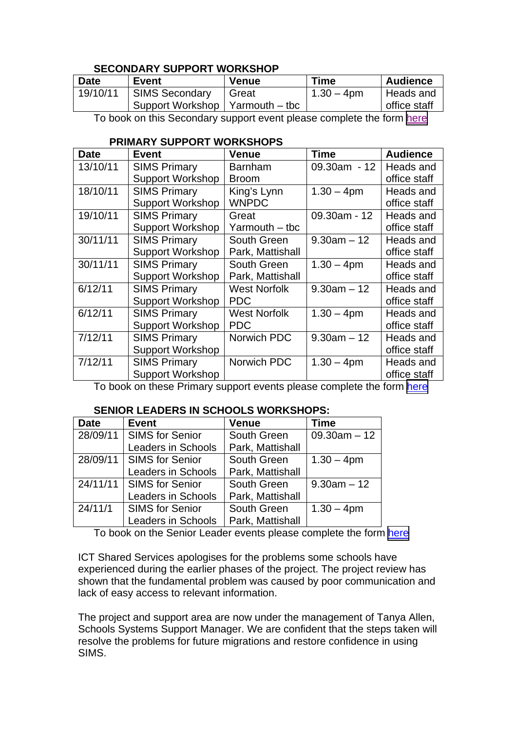### SECONDARY SUPPORT WORKSHOP

| Date | Event | Venue | Time | Audience |
|---|---|---|---|---|
| 19/10/11 | SIMS Secondary Support Workshop | Great Yarmouth – tbc | 1.30 – 4pm | Heads and office staff |

To book on this Secondary support event please complete the form here

### PRIMARY SUPPORT WORKSHOPS

| Date | Event | Venue | Time | Audience |
|---|---|---|---|---|
| 13/10/11 | SIMS Primary Support Workshop | Barnham Broom | 09.30am - 12 | Heads and office staff |
| 18/10/11 | SIMS Primary Support Workshop | King's Lynn WNPDC | 1.30 – 4pm | Heads and office staff |
| 19/10/11 | SIMS Primary Support Workshop | Great Yarmouth – tbc | 09.30am - 12 | Heads and office staff |
| 30/11/11 | SIMS Primary Support Workshop | South Green Park, Mattishall | 9.30am – 12 | Heads and office staff |
| 30/11/11 | SIMS Primary Support Workshop | South Green Park, Mattishall | 1.30 – 4pm | Heads and office staff |
| 6/12/11 | SIMS Primary Support Workshop | West Norfolk PDC | 9.30am – 12 | Heads and office staff |
| 6/12/11 | SIMS Primary Support Workshop | West Norfolk PDC | 1.30 – 4pm | Heads and office staff |
| 7/12/11 | SIMS Primary Support Workshop | Norwich PDC | 9.30am – 12 | Heads and office staff |
| 7/12/11 | SIMS Primary Support Workshop | Norwich PDC | 1.30 – 4pm | Heads and office staff |

To book on these Primary support events please complete the form here

### SENIOR LEADERS IN SCHOOLS WORKSHOPS:

| Date | Event | Venue | Time |
|---|---|---|---|
| 28/09/11 | SIMS for Senior Leaders in Schools | South Green Park, Mattishall | 09.30am – 12 |
| 28/09/11 | SIMS for Senior Leaders in Schools | South Green Park, Mattishall | 1.30 – 4pm |
| 24/11/11 | SIMS for Senior Leaders in Schools | South Green Park, Mattishall | 9.30am – 12 |
| 24/11/1 | SIMS for Senior Leaders in Schools | South Green Park, Mattishall | 1.30 – 4pm |

To book on the Senior Leader events please complete the form here

ICT Shared Services apologises for the problems some schools have experienced during the earlier phases of the project. The project review has shown that the fundamental problem was caused by poor communication and lack of easy access to relevant information.

The project and support area are now under the management of Tanya Allen, Schools Systems Support Manager. We are confident that the steps taken will resolve the problems for future migrations and restore confidence in using SIMS.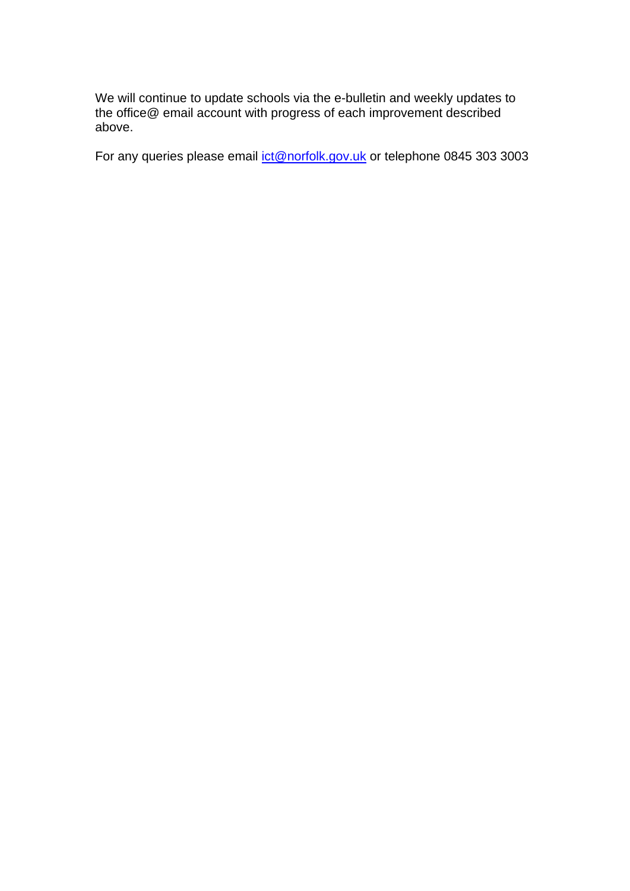We will continue to update schools via the e-bulletin and weekly updates to the office@ email account with progress of each improvement described above.

For any queries please email ict@norfolk.gov.uk or telephone 0845 303 3003